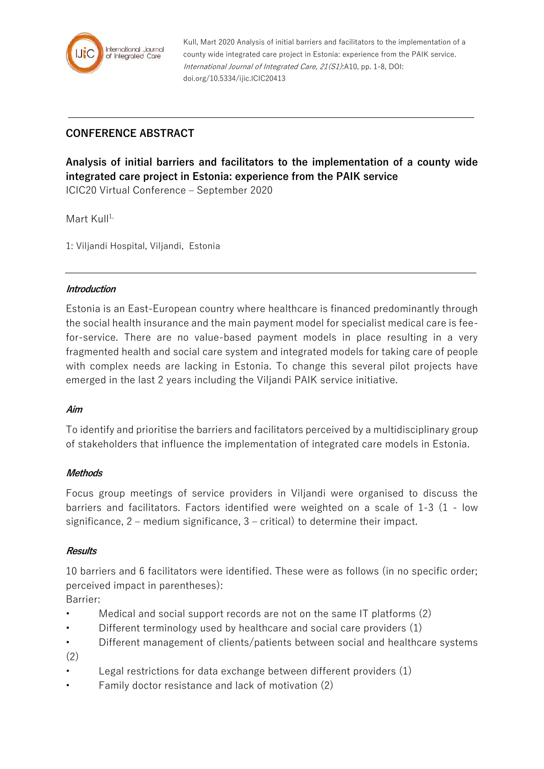Kull, Mart 2020 Analysis of initial barriers and facilitators to the implementation of a county wide integrated care project in Estonia: experience from the PAIK service. *International Journal of Integrated Care, 21(S1)*:A10, pp. 1-8, DOI: doi.org/10.5334/ijic.ICIC20413

## CONFERENCE ABSTRACT

# Analysis of initial barriers and facilitators to the implementation of a county wide integrated care project in Estonia: experience from the PAIK service

ICIC20 Virtual Conference – September 2020

Mart Kull[1,]

1: Viljandi Hospital, Viljandi, Estonia

### *Introduction*

Estonia is an East-European country where healthcare is financed predominantly through the social health insurance and the main payment model for specialist medical care is fee-for-service. There are no value-based payment models in place resulting in a very fragmented health and social care system and integrated models for taking care of people with complex needs are lacking in Estonia. To change this several pilot projects have emerged in the last 2 years including the Viljandi PAIK service initiative.

### *Aim*

To identify and prioritise the barriers and facilitators perceived by a multidisciplinary group of stakeholders that influence the implementation of integrated care models in Estonia.

### *Methods*

Focus group meetings of service providers in Viljandi were organised to discuss the barriers and facilitators. Factors identified were weighted on a scale of 1-3 (1 - low significance, 2 – medium significance, 3 – critical) to determine their impact.

### *Results*

10 barriers and 6 facilitators were identified. These were as follows (in no specific order; perceived impact in parentheses):

Barrier:

- Medical and social support records are not on the same IT platforms (2)
- Different terminology used by healthcare and social care providers (1)
- Different management of clients/patients between social and healthcare systems (2)
- Legal restrictions for data exchange between different providers (1)
- Family doctor resistance and lack of motivation (2)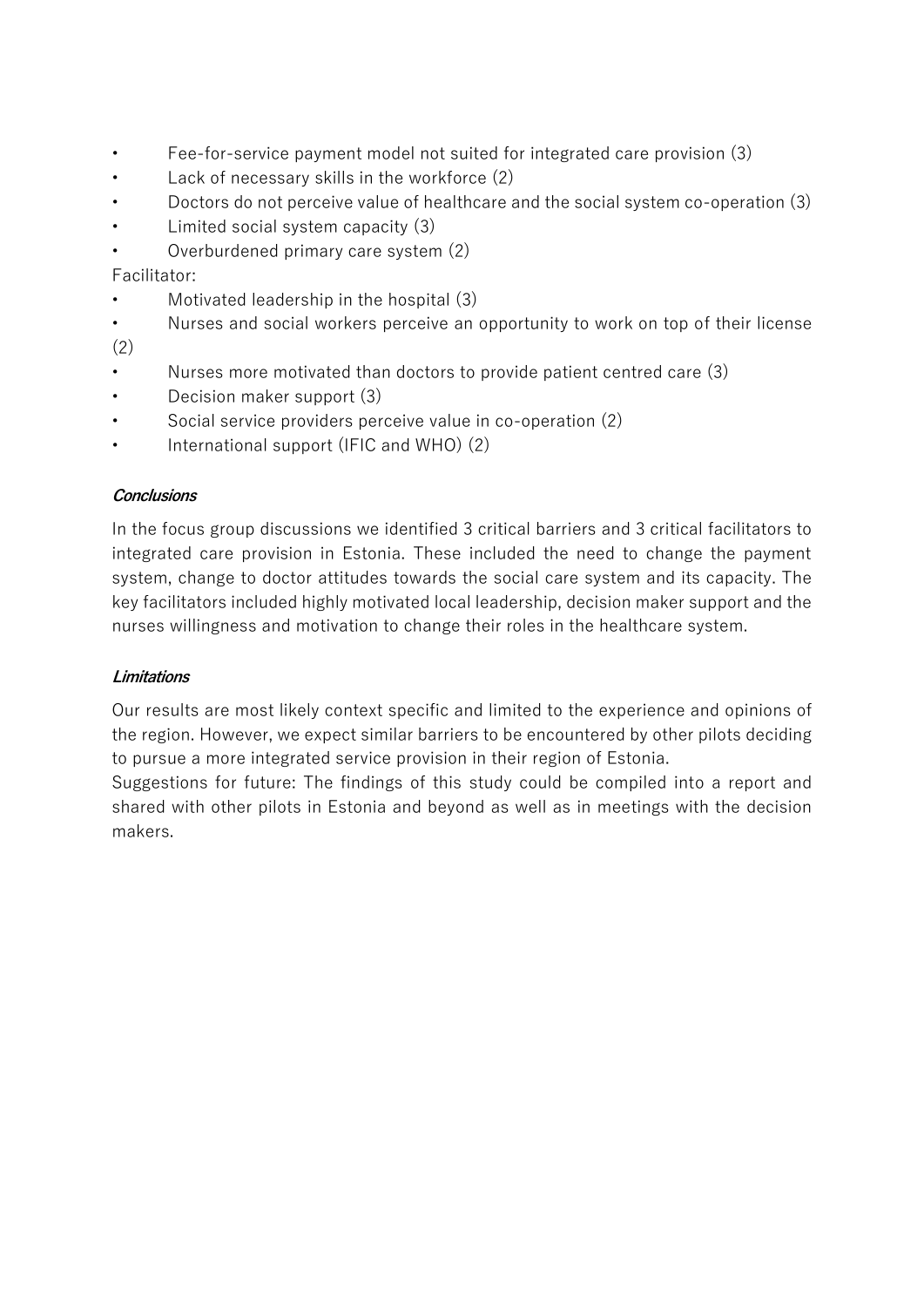- Fee-for-service payment model not suited for integrated care provision (3)
- Lack of necessary skills in the workforce (2)
- Doctors do not perceive value of healthcare and the social system co-operation (3)
- Limited social system capacity (3)
- Overburdened primary care system (2)

Facilitator:

- Motivated leadership in the hospital (3)
- Nurses and social workers perceive an opportunity to work on top of their license (2)
- Nurses more motivated than doctors to provide patient centred care (3)
- Decision maker support (3)
- Social service providers perceive value in co-operation (2)
- International support (IFIC and WHO) (2)

***Conclusions***

In the focus group discussions we identified 3 critical barriers and 3 critical facilitators to integrated care provision in Estonia. These included the need to change the payment system, change to doctor attitudes towards the social care system and its capacity. The key facilitators included highly motivated local leadership, decision maker support and the nurses willingness and motivation to change their roles in the healthcare system.

***Limitations***

Our results are most likely context specific and limited to the experience and opinions of the region. However, we expect similar barriers to be encountered by other pilots deciding to pursue a more integrated service provision in their region of Estonia.

Suggestions for future: The findings of this study could be compiled into a report and shared with other pilots in Estonia and beyond as well as in meetings with the decision makers.